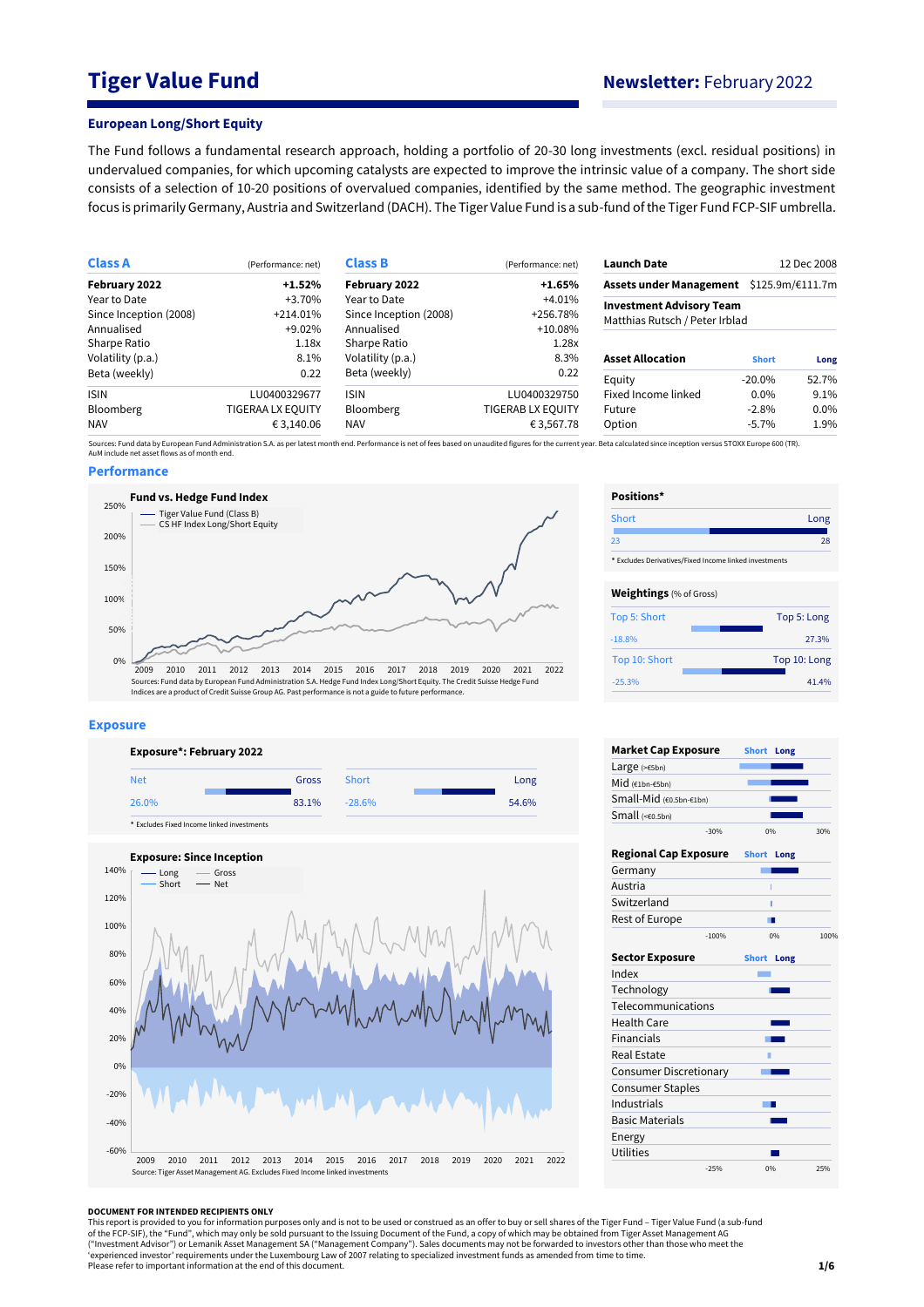# Tiger Value Fund

## Newsletter: February 2022

### European Long/Short Equity

The Fund follows a fundamental research approach, holding a portfolio of 20-30 long investments (excl. residual positions) in undervalued companies, for which upcoming catalysts are expected to improve the intrinsic value of a company. The short side consists of a selection of 10-20 positions of overvalued companies, identified by the same method. The geographic investment focus is primarily Germany, Austria and Switzerland (DACH). The Tiger Value Fund is a sub-fund of the Tiger Fund FCP-SIF umbrella.

| **Class A** | (Performance: net) |
|---|---|
| **February 2022** | **+1.52%** |
| Year to Date | +3.70% |
| Since Inception (2008) | +214.01% |
| Annualised | +9.02% |
| Sharpe Ratio | 1.18x |
| Volatility (p.a.) | 8.1% |
| Beta (weekly) | 0.22 |
| ISIN | LU0400329677 |
| Bloomberg | TIGERAA LX EQUITY |
| NAV | € 3,140.06 |

| **Class B** | (Performance: net) |
|---|---|
| **February 2022** | **+1.65%** |
| Year to Date | +4.01% |
| Since Inception (2008) | +256.78% |
| Annualised | +10.08% |
| Sharpe Ratio | 1.28x |
| Volatility (p.a.) | 8.3% |
| Beta (weekly) | 0.22 |
| ISIN | LU0400329750 |
| Bloomberg | TIGERAB LX EQUITY |
| NAV | € 3,567.78 |

| **Launch Date** | 12 Dec 2008 |
|---|---|
| **Assets under Management** | $125.9m/€111.7m |
| **Investment Advisory Team** | Matthias Rutsch / Peter Irblad |

| **Asset Allocation** | **Short** | **Long** |
|---|---|---|
| Equity | -20.0% | 52.7% |
| Fixed Income linked | 0.0% | 9.1% |
| Future | -2.8% | 0.0% |
| Option | -5.7% | 1.9% |

Sources: Fund data by European Fund Administration S.A. as per latest month end. Performance is net of fees based on unaudited figures for the current year. Beta calculated since inception versus STOXX Europe 600 (TR). AuM include net asset flows as of month end.

### Performance

**Fund vs. Hedge Fund Index**

Sources: Fund data by European Fund Administration S.A. Hedge Fund Index Long/Short Equity. The Credit Suisse Hedge Fund Indices are a product of Credit Suisse Group AG. Past performance is not a guide to future performance.

**Positions***

| Short | Long |
|---|---|
| 23 | 28 |

* Excludes Derivatives/Fixed Income linked investments

**Weightings** (% of Gross)

| | Short | Long |
|---|---|---|
| Top 5 | -18.8% | 27.3% |
| Top 10 | -25.3% | 41.4% |

### Exposure

**Exposure*: February 2022**

| Net | Gross | Short | Long |
|---|---|---|---|
| 26.0% | 83.1% | -28.6% | 54.6% |

* Excludes Fixed Income linked investments

**Exposure: Since Inception**

Source: Tiger Asset Management AG. Excludes Fixed Income linked investments

**Market Cap Exposure**: Large (>€5bn), Mid (€1bn-€5bn), Small-Mid (€0.5bn-€1bn), Small (<€0.5bn)

**Regional Cap Exposure**: Germany, Austria, Switzerland, Rest of Europe

**Sector Exposure**: Index, Technology, Telecommunications, Health Care, Financials, Real Estate, Consumer Discretionary, Consumer Staples, Industrials, Basic Materials, Energy, Utilities

**DOCUMENT FOR INTENDED RECIPIENTS ONLY**

This report is provided to you for information purposes only and is not to be used or construed as an offer to buy or sell shares of the Tiger Fund – Tiger Value Fund (a sub-fund of the FCP-SIF), the "Fund", which may only be sold pursuant to the Issuing Document of the Fund, a copy of which may be obtained from Tiger Asset Management AG ("Investment Advisor") or Lemanik Asset Management SA ("Management Company"). Sales documents may not be forwarded to investors other than those who meet the 'experienced investor' requirements under the Luxembourg Law of 2007 relating to specialized investment funds as amended from time to time.
Please refer to important information at the end of this document.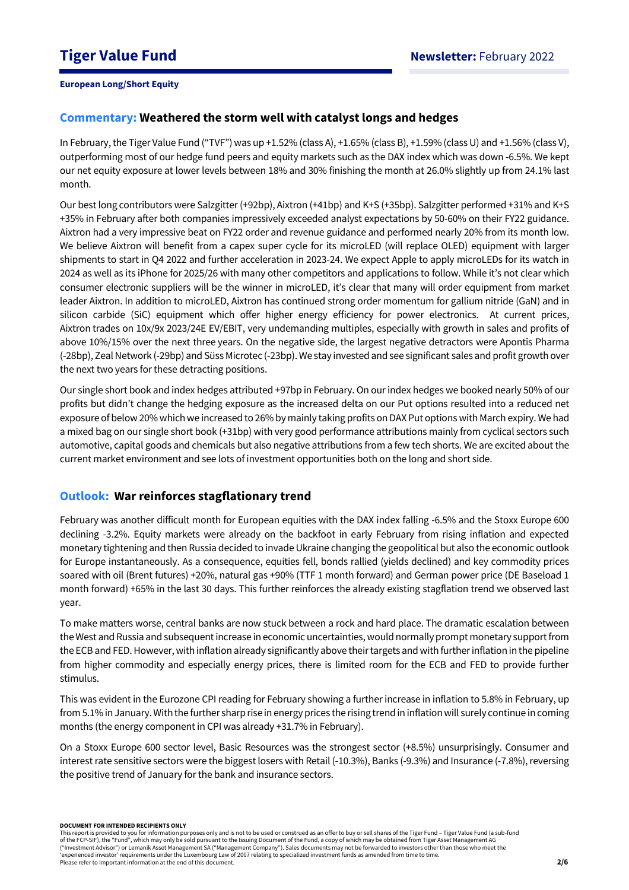# Tiger Value Fund

**Newsletter:** February 2022

**European Long/Short Equity**

## Commentary: Weathered the storm well with catalyst longs and hedges

In February, the Tiger Value Fund ("TVF") was up +1.52% (class A), +1.65% (class B), +1.59% (class U) and +1.56% (class V), outperforming most of our hedge fund peers and equity markets such as the DAX index which was down -6.5%. We kept our net equity exposure at lower levels between 18% and 30% finishing the month at 26.0% slightly up from 24.1% last month.

Our best long contributors were Salzgitter (+92bp), Aixtron (+41bp) and K+S (+35bp). Salzgitter performed +31% and K+S +35% in February after both companies impressively exceeded analyst expectations by 50-60% on their FY22 guidance. Aixtron had a very impressive beat on FY22 order and revenue guidance and performed nearly 20% from its month low. We believe Aixtron will benefit from a capex super cycle for its microLED (will replace OLED) equipment with larger shipments to start in Q4 2022 and further acceleration in 2023-24. We expect Apple to apply microLEDs for its watch in 2024 as well as its iPhone for 2025/26 with many other competitors and applications to follow. While it's not clear which consumer electronic suppliers will be the winner in microLED, it's clear that many will order equipment from market leader Aixtron. In addition to microLED, Aixtron has continued strong order momentum for gallium nitride (GaN) and in silicon carbide (SiC) equipment which offer higher energy efficiency for power electronics. At current prices, Aixtron trades on 10x/9x 2023/24E EV/EBIT, very undemanding multiples, especially with growth in sales and profits of above 10%/15% over the next three years. On the negative side, the largest negative detractors were Apontis Pharma (-28bp), Zeal Network (-29bp) and Süss Microtec (-23bp). We stay invested and see significant sales and profit growth over the next two years for these detracting positions.

Our single short book and index hedges attributed +97bp in February. On our index hedges we booked nearly 50% of our profits but didn't change the hedging exposure as the increased delta on our Put options resulted into a reduced net exposure of below 20% which we increased to 26% by mainly taking profits on DAX Put options with March expiry. We had a mixed bag on our single short book (+31bp) with very good performance attributions mainly from cyclical sectors such automotive, capital goods and chemicals but also negative attributions from a few tech shorts. We are excited about the current market environment and see lots of investment opportunities both on the long and short side.

## Outlook: War reinforces stagflationary trend

February was another difficult month for European equities with the DAX index falling -6.5% and the Stoxx Europe 600 declining -3.2%. Equity markets were already on the backfoot in early February from rising inflation and expected monetary tightening and then Russia decided to invade Ukraine changing the geopolitical but also the economic outlook for Europe instantaneously. As a consequence, equities fell, bonds rallied (yields declined) and key commodity prices soared with oil (Brent futures) +20%, natural gas +90% (TTF 1 month forward) and German power price (DE Baseload 1 month forward) +65% in the last 30 days. This further reinforces the already existing stagflation trend we observed last year.

To make matters worse, central banks are now stuck between a rock and hard place. The dramatic escalation between the West and Russia and subsequent increase in economic uncertainties, would normally prompt monetary support from the ECB and FED. However, with inflation already significantly above their targets and with further inflation in the pipeline from higher commodity and especially energy prices, there is limited room for the ECB and FED to provide further stimulus.

This was evident in the Eurozone CPI reading for February showing a further increase in inflation to 5.8% in February, up from 5.1% in January. With the further sharp rise in energy prices the rising trend in inflation will surely continue in coming months (the energy component in CPI was already +31.7% in February).

On a Stoxx Europe 600 sector level, Basic Resources was the strongest sector (+8.5%) unsurprisingly. Consumer and interest rate sensitive sectors were the biggest losers with Retail (-10.3%), Banks (-9.3%) and Insurance (-7.8%), reversing the positive trend of January for the bank and insurance sectors.

**DOCUMENT FOR INTENDED RECIPIENTS ONLY**

This report is provided to you for information purposes only and is not to be used or construed as an offer to buy or sell shares of the Tiger Fund – Tiger Value Fund (a sub-fund of the FCP-SIF), the "Fund", which may only be sold pursuant to the Issuing Document of the Fund, a copy of which may be obtained from Tiger Asset Management AG ("Investment Advisor") or Lemanik Asset Management SA ("Management Company"). Sales documents may not be forwarded to investors other than those who meet the 'experienced investor' requirements under the Luxembourg Law of 2007 relating to specialized investment funds as amended from time to time.
Please refer to important information at the end of this document.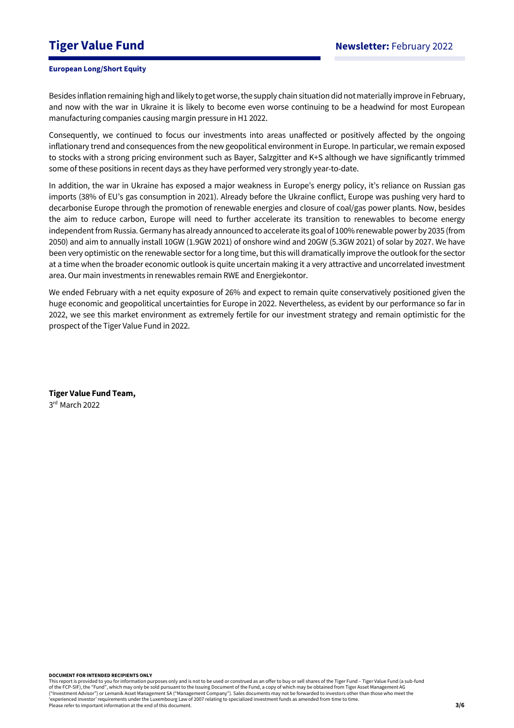Besides inflation remaining high and likely to get worse, the supply chain situation did not materially improve in February, and now with the war in Ukraine it is likely to become even worse continuing to be a headwind for most European manufacturing companies causing margin pressure in H1 2022.

Consequently, we continued to focus our investments into areas unaffected or positively affected by the ongoing inflationary trend and consequences from the new geopolitical environment in Europe. In particular, we remain exposed to stocks with a strong pricing environment such as Bayer, Salzgitter and K+S although we have significantly trimmed some of these positions in recent days as they have performed very strongly year-to-date.

In addition, the war in Ukraine has exposed a major weakness in Europe's energy policy, it's reliance on Russian gas imports (38% of EU's gas consumption in 2021). Already before the Ukraine conflict, Europe was pushing very hard to decarbonise Europe through the promotion of renewable energies and closure of coal/gas power plants. Now, besides the aim to reduce carbon, Europe will need to further accelerate its transition to renewables to become energy independent from Russia. Germany has already announced to accelerate its goal of 100% renewable power by 2035 (from 2050) and aim to annually install 10GW (1.9GW 2021) of onshore wind and 20GW (5.3GW 2021) of solar by 2027. We have been very optimistic on the renewable sector for a long time, but this will dramatically improve the outlook for the sector at a time when the broader economic outlook is quite uncertain making it a very attractive and uncorrelated investment area. Our main investments in renewables remain RWE and Energiekontor.

We ended February with a net equity exposure of 26% and expect to remain quite conservatively positioned given the huge economic and geopolitical uncertainties for Europe in 2022. Nevertheless, as evident by our performance so far in 2022, we see this market environment as extremely fertile for our investment strategy and remain optimistic for the prospect of the Tiger Value Fund in 2022.

**Tiger Value Fund Team,**
3rd March 2022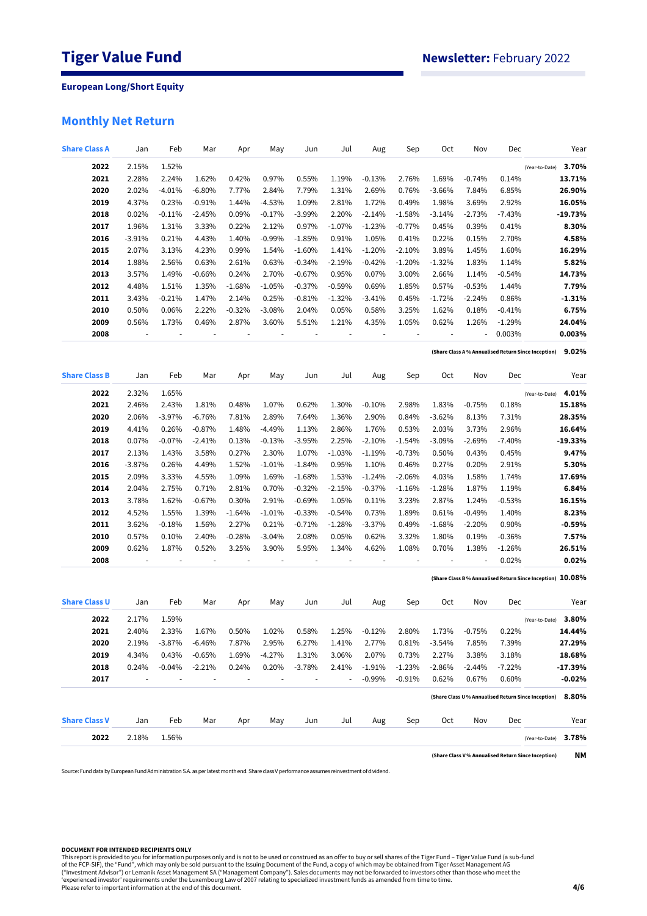# Tiger Value Fund

**Newsletter:** February 2022

**European Long/Short Equity**

## Monthly Net Return

| Share Class A | Jan | Feb | Mar | Apr | May | Jun | Jul | Aug | Sep | Oct | Nov | Dec | | Year |
|---|---|---|---|---|---|---|---|---|---|---|---|---|---|---|
| **2022** | 2.15% | 1.52% | | | | | | | | | | | (Year-to-Date) | **3.70%** |
| **2021** | 2.28% | 2.24% | 1.62% | 0.42% | 0.97% | 0.55% | 1.19% | -0.13% | 2.76% | 1.69% | -0.74% | 0.14% | | **13.71%** |
| **2020** | 2.02% | -4.01% | -6.80% | 7.77% | 2.84% | 7.79% | 1.31% | 2.69% | 0.76% | -3.66% | 7.84% | 6.85% | | **26.90%** |
| **2019** | 4.37% | 0.23% | -0.91% | 1.44% | -4.53% | 1.09% | 2.81% | 1.72% | 0.49% | 1.98% | 3.69% | 2.92% | | **16.05%** |
| **2018** | 0.02% | -0.11% | -2.45% | 0.09% | -0.17% | -3.99% | 2.20% | -2.14% | -1.58% | -3.14% | -2.73% | -7.43% | | **-19.73%** |
| **2017** | 1.96% | 1.31% | 3.33% | 0.22% | 2.12% | 0.97% | -1.07% | -1.23% | -0.77% | 0.45% | 0.39% | 0.41% | | **8.30%** |
| **2016** | -3.91% | 0.21% | 4.43% | 1.40% | -0.99% | -1.85% | 0.91% | 1.05% | 0.41% | 0.22% | 0.15% | 2.70% | | **4.58%** |
| **2015** | 2.07% | 3.13% | 4.23% | 0.99% | 1.54% | -1.60% | 1.41% | -1.20% | -2.10% | 3.89% | 1.45% | 1.60% | | **16.29%** |
| **2014** | 1.88% | 2.56% | 0.63% | 2.61% | 0.63% | -0.34% | -2.19% | -0.42% | -1.20% | -1.32% | 1.83% | 1.14% | | **5.82%** |
| **2013** | 3.57% | 1.49% | -0.66% | 0.24% | 2.70% | -0.67% | 0.95% | 0.07% | 3.00% | 2.66% | 1.14% | -0.54% | | **14.73%** |
| **2012** | 4.48% | 1.51% | 1.35% | -1.68% | -1.05% | -0.37% | -0.59% | 0.69% | 1.85% | 0.57% | -0.53% | 1.44% | | **7.79%** |
| **2011** | 3.43% | -0.21% | 1.47% | 2.14% | 0.25% | -0.81% | -1.32% | -3.41% | 0.45% | -1.72% | -2.24% | 0.86% | | **-1.31%** |
| **2010** | 0.50% | 0.06% | 2.22% | -0.32% | -3.08% | 2.04% | 0.05% | 0.58% | 3.25% | 1.62% | 0.18% | -0.41% | | **6.75%** |
| **2009** | 0.56% | 1.73% | 0.46% | 2.87% | 3.60% | 5.51% | 1.21% | 4.35% | 1.05% | 0.62% | 1.26% | -1.29% | | **24.04%** |
| **2008** | - | - | - | - | - | - | - | - | - | - | - | 0.003% | | **0.003%** |
| | | | | | | | | | | | | | **(Share Class A % Annualised Return Since Inception)** | **9.02%** |

| Share Class B | Jan | Feb | Mar | Apr | May | Jun | Jul | Aug | Sep | Oct | Nov | Dec | | Year |
|---|---|---|---|---|---|---|---|---|---|---|---|---|---|---|
| **2022** | 2.32% | 1.65% | | | | | | | | | | | (Year-to-Date) | **4.01%** |
| **2021** | 2.46% | 2.43% | 1.81% | 0.48% | 1.07% | 0.62% | 1.30% | -0.10% | 2.98% | 1.83% | -0.75% | 0.18% | | **15.18%** |
| **2020** | 2.06% | -3.97% | -6.76% | 7.81% | 2.89% | 7.64% | 1.36% | 2.90% | 0.84% | -3.62% | 8.13% | 7.31% | | **28.35%** |
| **2019** | 4.41% | 0.26% | -0.87% | 1.48% | -4.49% | 1.13% | 2.86% | 1.76% | 0.53% | 2.03% | 3.73% | 2.96% | | **16.64%** |
| **2018** | 0.07% | -0.07% | -2.41% | 0.13% | -0.13% | -3.95% | 2.25% | -2.10% | -1.54% | -3.09% | -2.69% | -7.40% | | **-19.33%** |
| **2017** | 2.13% | 1.43% | 3.58% | 0.27% | 2.30% | 1.07% | -1.03% | -1.19% | -0.73% | 0.50% | 0.43% | 0.45% | | **9.47%** |
| **2016** | -3.87% | 0.26% | 4.49% | 1.52% | -1.01% | -1.84% | 0.95% | 1.10% | 0.46% | 0.27% | 0.20% | 2.91% | | **5.30%** |
| **2015** | 2.09% | 3.33% | 4.55% | 1.09% | 1.69% | -1.68% | 1.53% | -1.24% | -2.06% | 4.03% | 1.58% | 1.74% | | **17.69%** |
| **2014** | 2.04% | 2.75% | 0.71% | 2.81% | 0.70% | -0.32% | -2.15% | -0.37% | -1.16% | -1.28% | 1.87% | 1.19% | | **6.84%** |
| **2013** | 3.78% | 1.62% | -0.67% | 0.30% | 2.91% | -0.69% | 1.05% | 0.11% | 3.23% | 2.87% | 1.24% | -0.53% | | **16.15%** |
| **2012** | 4.52% | 1.55% | 1.39% | -1.64% | -1.01% | -0.33% | -0.54% | 0.73% | 1.89% | 0.61% | -0.49% | 1.40% | | **8.23%** |
| **2011** | 3.62% | -0.18% | 1.56% | 2.27% | 0.21% | -0.71% | -1.28% | -3.37% | 0.49% | -1.68% | -2.20% | 0.90% | | **-0.59%** |
| **2010** | 0.57% | 0.10% | 2.40% | -0.28% | -3.04% | 2.08% | 0.05% | 0.62% | 3.32% | 1.80% | 0.19% | -0.36% | | **7.57%** |
| **2009** | 0.62% | 1.87% | 0.52% | 3.25% | 3.90% | 5.95% | 1.34% | 4.62% | 1.08% | 0.70% | 1.38% | -1.26% | | **26.51%** |
| **2008** | - | - | - | - | - | - | - | - | - | - | - | 0.02% | | **0.02%** |
| | | | | | | | | | | | | | **(Share Class B % Annualised Return Since Inception)** | **10.08%** |

| Share Class U | Jan | Feb | Mar | Apr | May | Jun | Jul | Aug | Sep | Oct | Nov | Dec | | Year |
|---|---|---|---|---|---|---|---|---|---|---|---|---|---|---|
| **2022** | 2.17% | 1.59% | | | | | | | | | | | (Year-to-Date) | **3.80%** |
| **2021** | 2.40% | 2.33% | 1.67% | 0.50% | 1.02% | 0.58% | 1.25% | -0.12% | 2.80% | 1.73% | -0.75% | 0.22% | | **14.44%** |
| **2020** | 2.19% | -3.87% | -6.46% | 7.87% | 2.95% | 6.27% | 1.41% | 2.77% | 0.81% | -3.54% | 7.85% | 7.39% | | **27.29%** |
| **2019** | 4.34% | 0.43% | -0.65% | 1.69% | -4.27% | 1.31% | 3.06% | 2.07% | 0.73% | 2.27% | 3.38% | 3.18% | | **18.68%** |
| **2018** | 0.24% | -0.04% | -2.21% | 0.24% | 0.20% | -3.78% | 2.41% | -1.91% | -1.23% | -2.86% | -2.44% | -7.22% | | **-17.39%** |
| **2017** | - | - | - | - | - | - | - | -0.99% | -0.91% | 0.62% | 0.67% | 0.60% | | **-0.02%** |
| | | | | | | | | | | | | | **(Share Class U % Annualised Return Since Inception)** | **8.80%** |

| Share Class V | Jan | Feb | Mar | Apr | May | Jun | Jul | Aug | Sep | Oct | Nov | Dec | | Year |
|---|---|---|---|---|---|---|---|---|---|---|---|---|---|---|
| **2022** | 2.18% | 1.56% | | | | | | | | | | | (Year-to-Date) | **3.78%** |
| | | | | | | | | | | | | | **(Share Class V % Annualised Return Since Inception)** | **NM** |

Source: Fund data by European Fund Administration S.A. as per latest month end. Share class V performance assumes reinvestment of dividend.

**DOCUMENT FOR INTENDED RECIPIENTS ONLY**
This report is provided to you for information purposes only and is not to be used or construed as an offer to buy or sell shares of the Tiger Fund – Tiger Value Fund (a sub-fund of the FCP-SIF), the "Fund", which may only be sold pursuant to the Issuing Document of the Fund, a copy of which may be obtained from Tiger Asset Management AG ("Investment Advisor") or Lemanik Asset Management SA ("Management Company"). Sales documents may not be forwarded to investors other than those who meet the 'experienced investor' requirements under the Luxembourg Law of 2007 relating to specialized investment funds as amended from time to time.
Please refer to important information at the end of this document.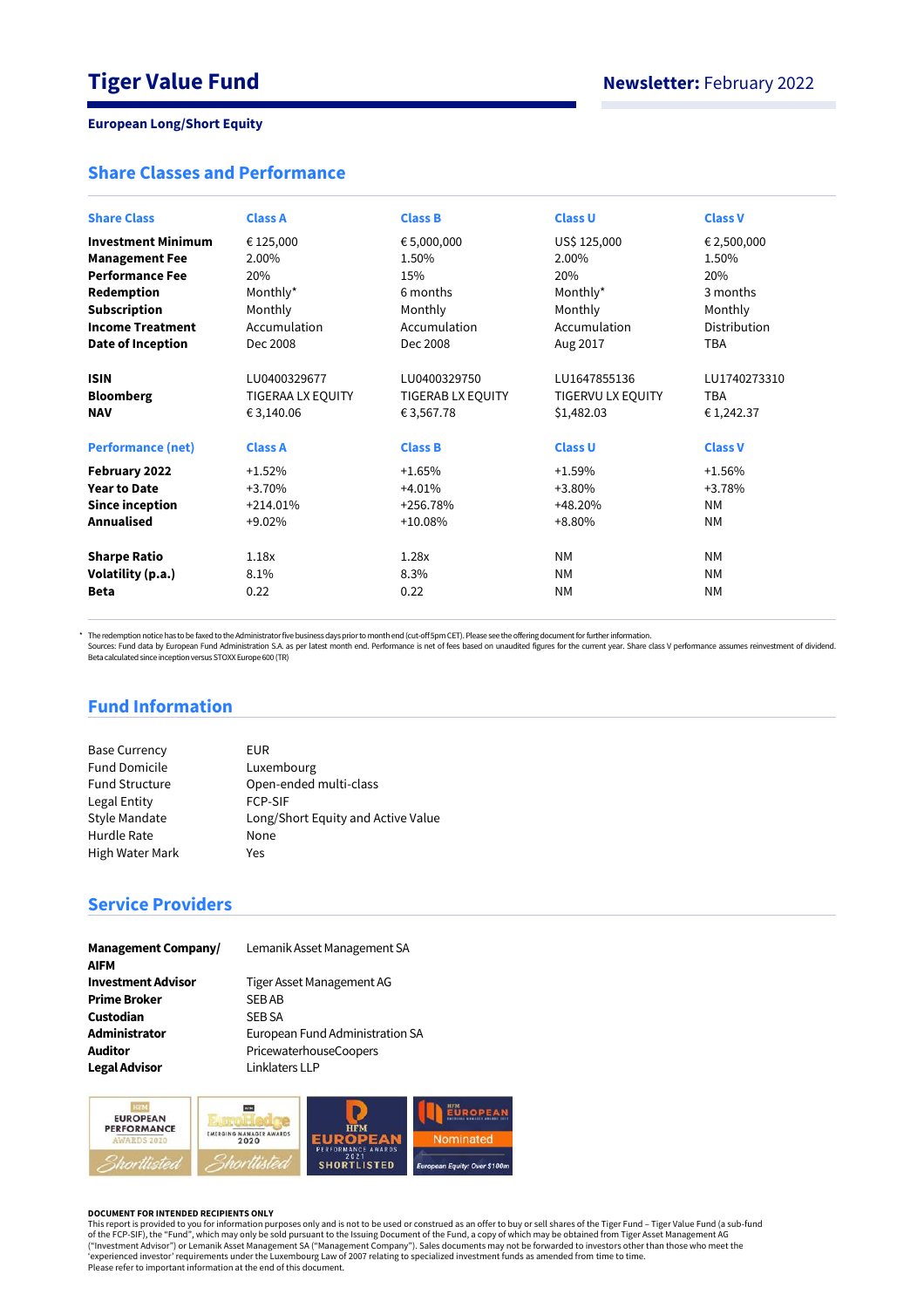# Tiger Value Fund

**Newsletter:** February 2022

**European Long/Short Equity**

## Share Classes and Performance

| Share Class | Class A | Class B | Class U | Class V |
|---|---|---|---|---|
| **Investment Minimum** | € 125,000 | € 5,000,000 | US$ 125,000 | € 2,500,000 |
| **Management Fee** | 2.00% | 1.50% | 2.00% | 1.50% |
| **Performance Fee** | 20% | 15% | 20% | 20% |
| **Redemption** | Monthly* | 6 months | Monthly* | 3 months |
| **Subscription** | Monthly | Monthly | Monthly | Monthly |
| **Income Treatment** | Accumulation | Accumulation | Accumulation | Distribution |
| **Date of Inception** | Dec 2008 | Dec 2008 | Aug 2017 | TBA |
| **ISIN** | LU0400329677 | LU0400329750 | LU1647855136 | LU1740273310 |
| **Bloomberg** | TIGERAA LX EQUITY | TIGERAB LX EQUITY | TIGERVU LX EQUITY | TBA |
| **NAV** | € 3,140.06 | € 3,567.78 | $1,482.03 | € 1,242.37 |

| Performance (net) | Class A | Class B | Class U | Class V |
|---|---|---|---|---|
| **February 2022** | +1.52% | +1.65% | +1.59% | +1.56% |
| **Year to Date** | +3.70% | +4.01% | +3.80% | +3.78% |
| **Since inception** | +214.01% | +256.78% | +48.20% | NM |
| **Annualised** | +9.02% | +10.08% | +8.80% | NM |
| **Sharpe Ratio** | 1.18x | 1.28x | NM | NM |
| **Volatility (p.a.)** | 8.1% | 8.3% | NM | NM |
| **Beta** | 0.22 | 0.22 | NM | NM |

* The redemption notice has to be faxed to the Administrator five business days prior to month end (cut-off 5pm CET). Please see the offering document for further information.
Sources: Fund data by European Fund Administration S.A. as per latest month end. Performance is net of fees based on unaudited figures for the current year. Share class V performance assumes reinvestment of dividend.
Beta calculated since inception versus STOXX Europe 600 (TR)

## Fund Information

| | |
|---|---|
| Base Currency | EUR |
| Fund Domicile | Luxembourg |
| Fund Structure | Open-ended multi-class |
| Legal Entity | FCP-SIF |
| Style Mandate | Long/Short Equity and Active Value |
| Hurdle Rate | None |
| High Water Mark | Yes |

## Service Providers

| | |
|---|---|
| **Management Company/ AIFM** | Lemanik Asset Management SA |
| **Investment Advisor** | Tiger Asset Management AG |
| **Prime Broker** | SEB AB |
| **Custodian** | SEB SA |
| **Administrator** | European Fund Administration SA |
| **Auditor** | PricewaterhouseCoopers |
| **Legal Advisor** | Linklaters LLP |

**DOCUMENT FOR INTENDED RECIPIENTS ONLY**
This report is provided to you for information purposes only and is not to be used or considered as an offer to buy or sell shares of the Tiger Fund – Tiger Value Fund (a sub-fund of the FCP-SIF), the "Fund", which may only be sold pursuant to the Issuing Document of the Fund, a copy of which may be obtained from Tiger Asset Management AG ("Investment Advisor") or Lemanik Asset Management SA ("Management Company"). Sales documents may not be forwarded to investors other than those who meet the 'experienced investor' requirements under the Luxembourg Law of 2007 relating to specialized investment funds as amended from time to time.
Please refer to important information at the end of this document.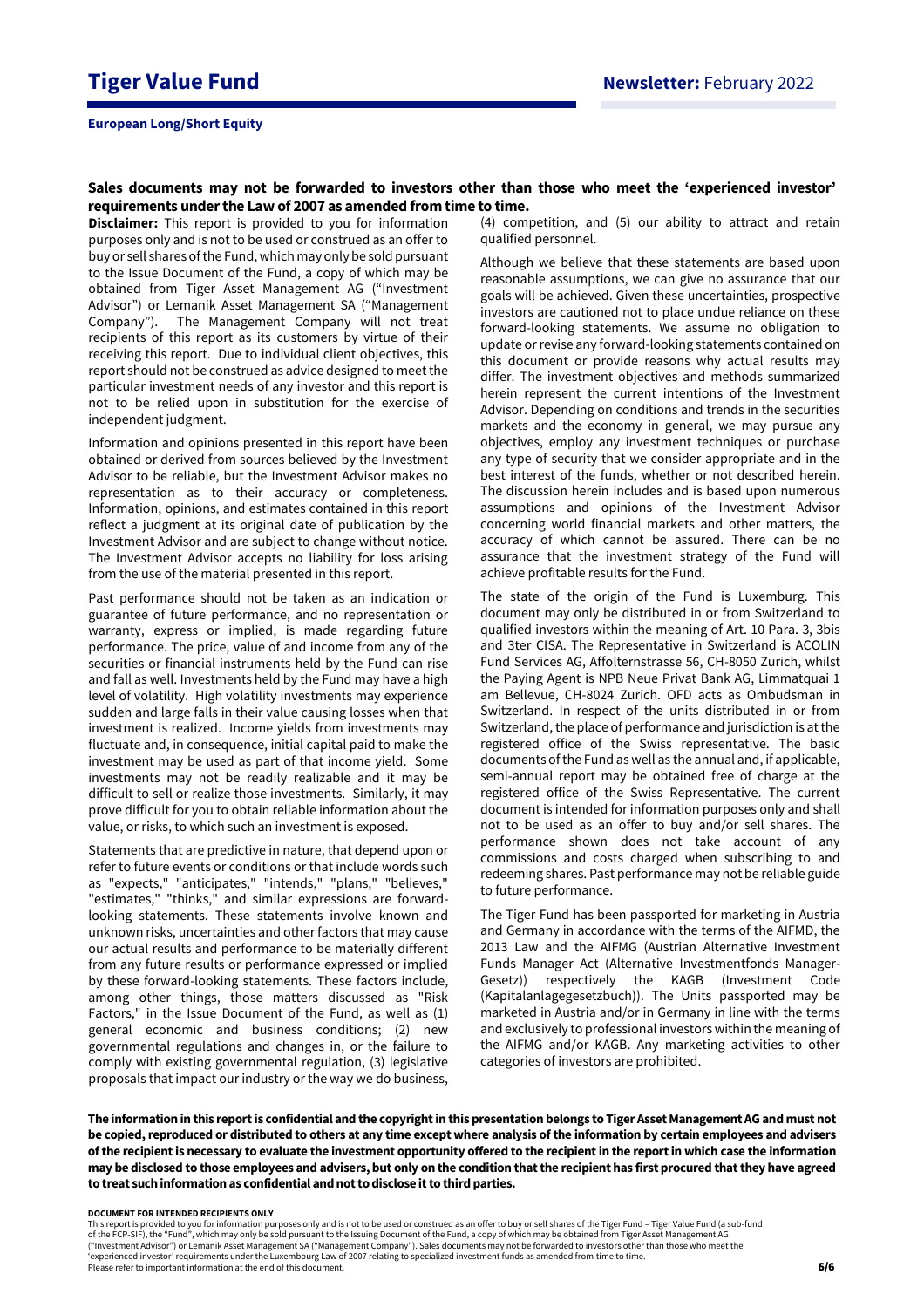**Sales documents may not be forwarded to investors other than those who meet the 'experienced investor' requirements under the Law of 2007 as amended from time to time.**

**Disclaimer:** This report is provided to you for information purposes only and is not to be used or construed as an offer to buy or sell shares of the Fund, which may only be sold pursuant to the Issue Document of the Fund, a copy of which may be obtained from Tiger Asset Management AG ("Investment Advisor") or Lemanik Asset Management SA ("Management Company"). The Management Company will not treat recipients of this report as its customers by virtue of their receiving this report. Due to individual client objectives, this report should not be construed as advice designed to meet the particular investment needs of any investor and this report is not to be relied upon in substitution for the exercise of independent judgment.

Information and opinions presented in this report have been obtained or derived from sources believed by the Investment Advisor to be reliable, but the Investment Advisor makes no representation as to their accuracy or completeness. Information, opinions, and estimates contained in this report reflect a judgment at its original date of publication by the Investment Advisor and are subject to change without notice. The Investment Advisor accepts no liability for loss arising from the use of the material presented in this report.

Past performance should not be taken as an indication or guarantee of future performance, and no representation or warranty, express or implied, is made regarding future performance. The price, value of and income from any of the securities or financial instruments held by the Fund can rise and fall as well. Investments held by the Fund may have a high level of volatility. High volatility investments may experience sudden and large falls in their value causing losses when that investment is realized. Income yields from investments may fluctuate and, in consequence, initial capital paid to make the investment may be used as part of that income yield. Some investments may not be readily realizable and it may be difficult to sell or realize those investments. Similarly, it may prove difficult for you to obtain reliable information about the value, or risks, to which such an investment is exposed.

Statements that are predictive in nature, that depend upon or refer to future events or conditions or that include words such as "expects," "anticipates," "intends," "plans," "believes," "estimates," "thinks," and similar expressions are forward-looking statements. These statements involve known and unknown risks, uncertainties and other factors that may cause our actual results and performance to be materially different from any future results or performance expressed or implied by these forward-looking statements. These factors include, among other things, those matters discussed as "Risk Factors," in the Issue Document of the Fund, as well as (1) general economic and business conditions; (2) new governmental regulations and changes in, or the failure to comply with existing governmental regulation, (3) legislative proposals that impact our industry or the way we do business, (4) competition, and (5) our ability to attract and retain qualified personnel.

Although we believe that these statements are based upon reasonable assumptions, we can give no assurance that our goals will be achieved. Given these uncertainties, prospective investors are cautioned not to place undue reliance on these forward-looking statements. We assume no obligation to update or revise any forward-looking statements contained on this document or provide reasons why actual results may differ. The investment objectives and methods summarized herein represent the current intentions of the Investment Advisor. Depending on conditions and trends in the securities markets and the economy in general, we may pursue any objectives, employ any investment techniques or purchase any type of security that we consider appropriate and in the best interest of the funds, whether or not described herein. The discussion herein includes and is based upon numerous assumptions and opinions of the Investment Advisor concerning world financial markets and other matters, the accuracy of which cannot be assured. There can be no assurance that the investment strategy of the Fund will achieve profitable results for the Fund.

The state of the origin of the Fund is Luxemburg. This document may only be distributed in or from Switzerland to qualified investors within the meaning of Art. 10 Para. 3, 3bis and 3ter CISA. The Representative in Switzerland is ACOLIN Fund Services AG, Affolternstrasse 56, CH-8050 Zurich, whilst the Paying Agent is NPB Neue Privat Bank AG, Limmatquai 1 am Bellevue, CH-8024 Zurich. OFD acts as Ombudsman in Switzerland. In respect of the units distributed in or from Switzerland, the place of performance and jurisdiction is at the registered office of the Swiss representative. The basic documents of the Fund as well as the annual and, if applicable, semi-annual report may be obtained free of charge at the registered office of the Swiss Representative. The current document is intended for information purposes only and shall not to be used as an offer to buy and/or sell shares. The performance shown does not take account of any commissions and costs charged when subscribing to and redeeming shares. Past performance may not be reliable guide to future performance.

The Tiger Fund has been passported for marketing in Austria and Germany in accordance with the terms of the AIFMD, the 2013 Law and the AIFMG (Austrian Alternative Investment Funds Manager Act (Alternative Investmentfonds Manager-Gesetz)) respectively the KAGB (Investment Code (Kapitalanlagegesetzbuch)). The Units passported may be marketed in Austria and/or in Germany in line with the terms and exclusively to professional investors within the meaning of the AIFMG and/or KAGB. Any marketing activities to other categories of investors are prohibited.

**The information in this report is confidential and the copyright in this presentation belongs to Tiger Asset Management AG and must not be copied, reproduced or distributed to others at any time except where analysis of the information by certain employees and advisers of the recipient is necessary to evaluate the investment opportunity offered to the recipient in the report in which case the information may be disclosed to those employees and advisers, but only on the condition that the recipient has first procured that they have agreed to treat such information as confidential and not to disclose it to third parties.**

**DOCUMENT FOR INTENDED RECIPIENTS ONLY**

This report is provided to you for information purposes only and is not to be used or construed as an offer to buy or sell shares of the Tiger Fund – Tiger Value Fund (a sub-fund of the FCP-SIF), the "Fund", which may only be sold pursuant to the Issuing Document of the Fund, a copy of which may be obtained from Tiger Asset Management AG ("Investment Advisor") or Lemanik Asset Management SA ("Management Company"). Sales documents may not be forwarded to investors other than those who meet the 'experienced investor' requirements under the Luxembourg Law of 2007 relating to specialized investment funds as amended from time to time.
Please refer to important information at the end of this document.